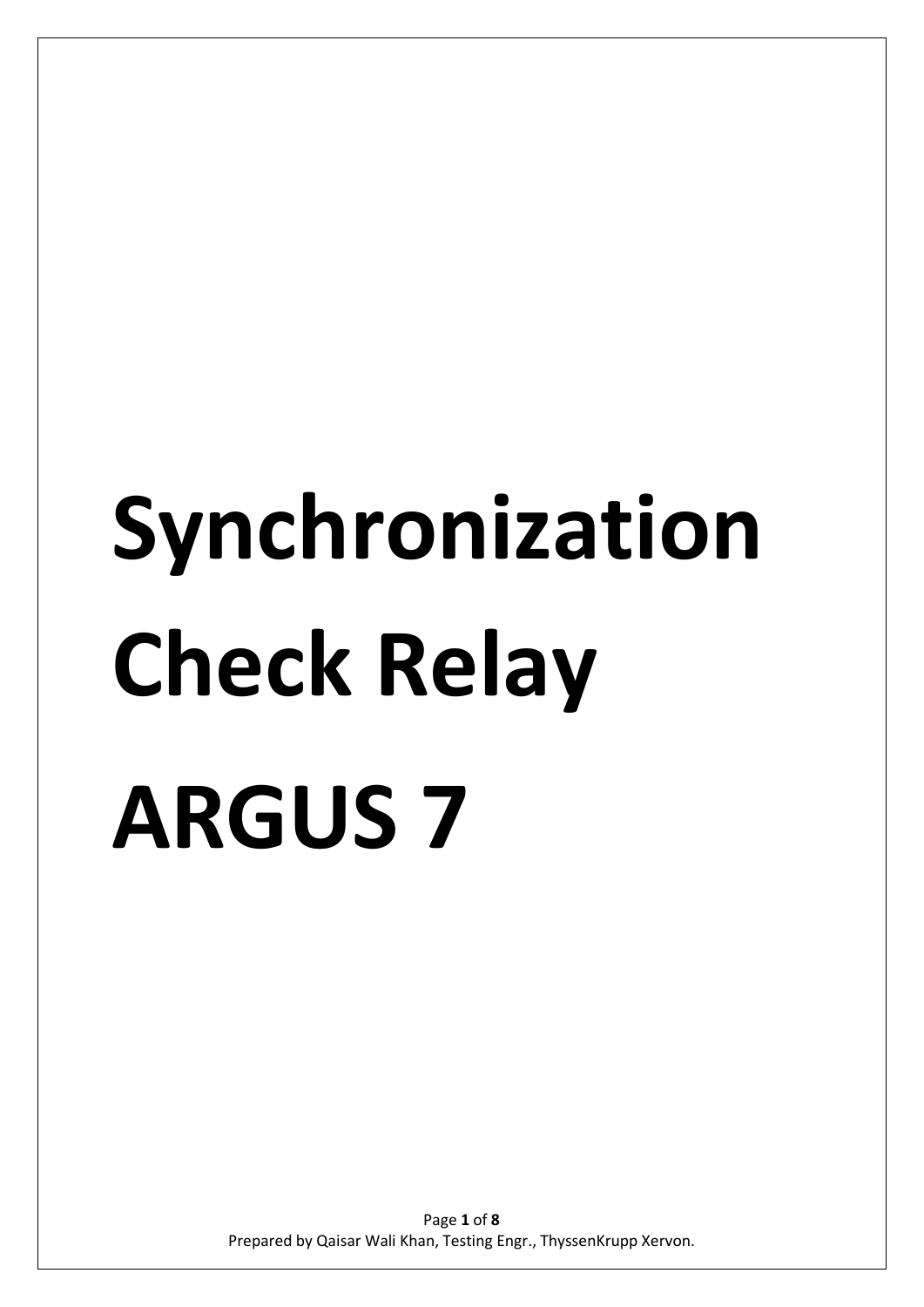# Synchronization Check Relay ARGUS 7

Prepared by Qaisar Wali Khan, Testing Engr., ThyssenKrupp Xervon.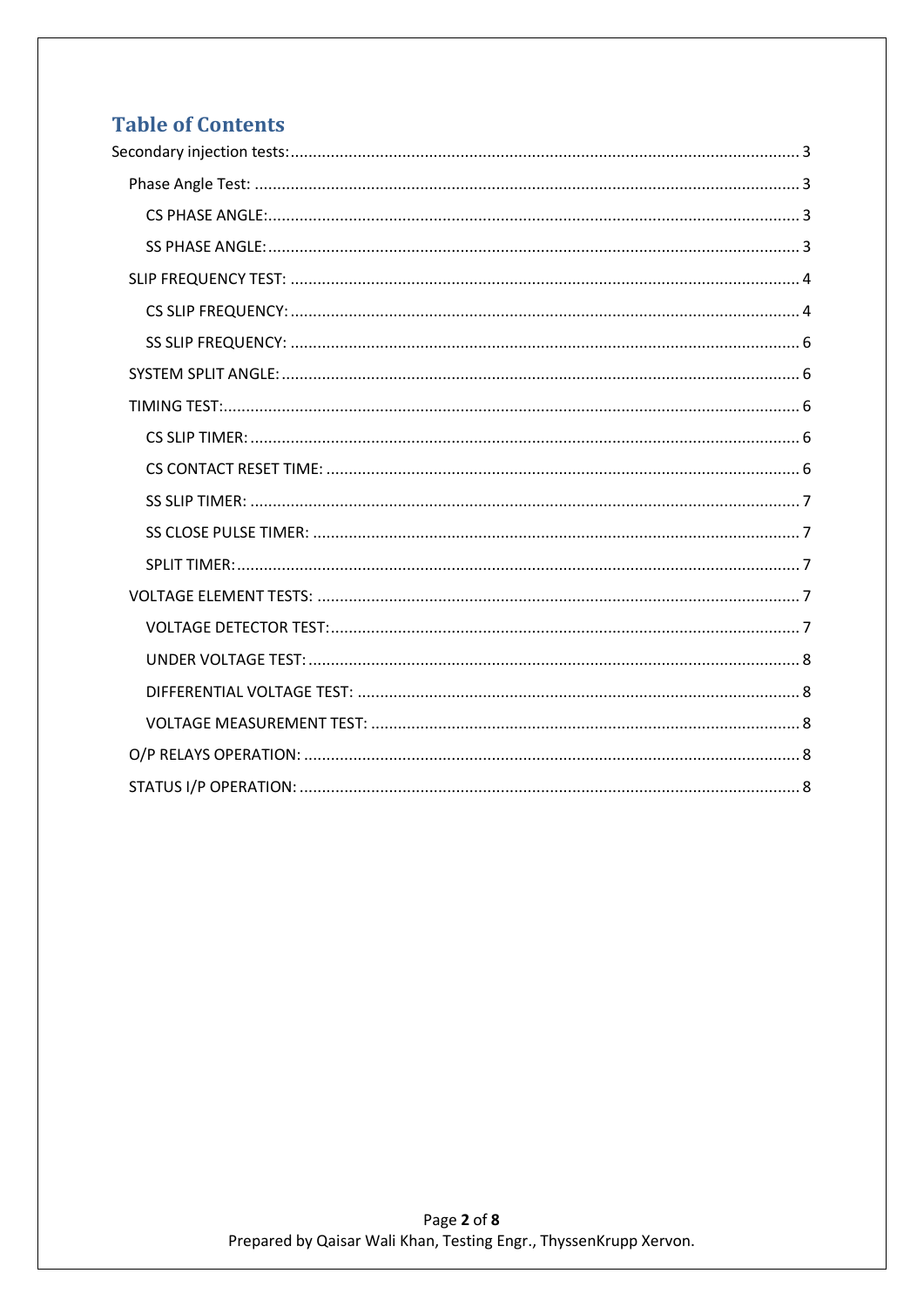# Table of Contents

- Secondary injection tests: 3
  - Phase Angle Test: 3
    - CS PHASE ANGLE: 3
    - SS PHASE ANGLE: 3
  - SLIP FREQUENCY TEST: 4
    - CS SLIP FREQUENCY: 4
    - SS SLIP FREQUENCY: 6
  - SYSTEM SPLIT ANGLE: 6
  - TIMING TEST: 6
    - CS SLIP TIMER: 6
    - CS CONTACT RESET TIME: 6
    - SS SLIP TIMER: 7
    - SS CLOSE PULSE TIMER: 7
    - SPLIT TIMER: 7
  - VOLTAGE ELEMENT TESTS: 7
    - VOLTAGE DETECTOR TEST: 7
    - UNDER VOLTAGE TEST: 8
    - DIFFERENTIAL VOLTAGE TEST: 8
    - VOLTAGE MEASUREMENT TEST: 8
  - O/P RELAYS OPERATION: 8
  - STATUS I/P OPERATION: 8

Prepared by Qaisar Wali Khan, Testing Engr., ThyssenKrupp Xervon.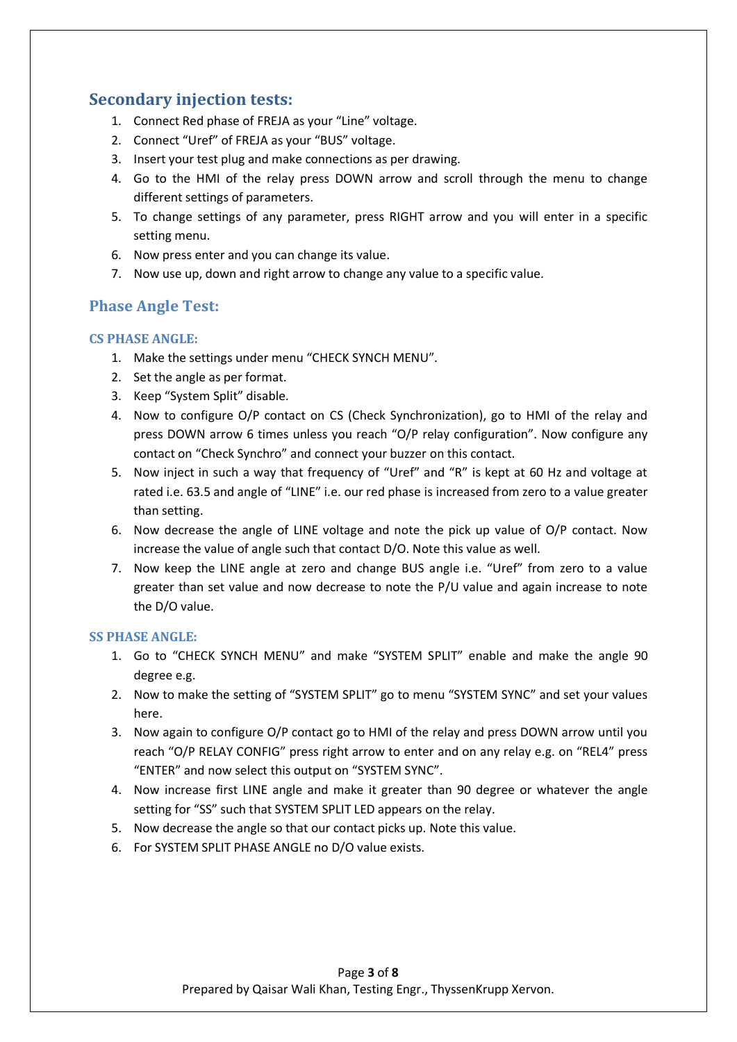## Secondary injection tests:

1. Connect Red phase of FREJA as your "Line" voltage.
2. Connect "Uref" of FREJA as your "BUS" voltage.
3. Insert your test plug and make connections as per drawing.
4. Go to the HMI of the relay press DOWN arrow and scroll through the menu to change different settings of parameters.
5. To change settings of any parameter, press RIGHT arrow and you will enter in a specific setting menu.
6. Now press enter and you can change its value.
7. Now use up, down and right arrow to change any value to a specific value.

## Phase Angle Test:

### CS PHASE ANGLE:

1. Make the settings under menu "CHECK SYNCH MENU".
2. Set the angle as per format.
3. Keep "System Split" disable.
4. Now to configure O/P contact on CS (Check Synchronization), go to HMI of the relay and press DOWN arrow 6 times unless you reach "O/P relay configuration". Now configure any contact on "Check Synchro" and connect your buzzer on this contact.
5. Now inject in such a way that frequency of "Uref" and "R" is kept at 60 Hz and voltage at rated i.e. 63.5 and angle of "LINE" i.e. our red phase is increased from zero to a value greater than setting.
6. Now decrease the angle of LINE voltage and note the pick up value of O/P contact. Now increase the value of angle such that contact D/O. Note this value as well.
7. Now keep the LINE angle at zero and change BUS angle i.e. "Uref" from zero to a value greater than set value and now decrease to note the P/U value and again increase to note the D/O value.

### SS PHASE ANGLE:

1. Go to "CHECK SYNCH MENU" and make "SYSTEM SPLIT" enable and make the angle 90 degree e.g.
2. Now to make the setting of "SYSTEM SPLIT" go to menu "SYSTEM SYNC" and set your values here.
3. Now again to configure O/P contact go to HMI of the relay and press DOWN arrow until you reach "O/P RELAY CONFIG" press right arrow to enter and on any relay e.g. on "REL4" press "ENTER" and now select this output on "SYSTEM SYNC".
4. Now increase first LINE angle and make it greater than 90 degree or whatever the angle setting for "SS" such that SYSTEM SPLIT LED appears on the relay.
5. Now decrease the angle so that our contact picks up. Note this value.
6. For SYSTEM SPLIT PHASE ANGLE no D/O value exists.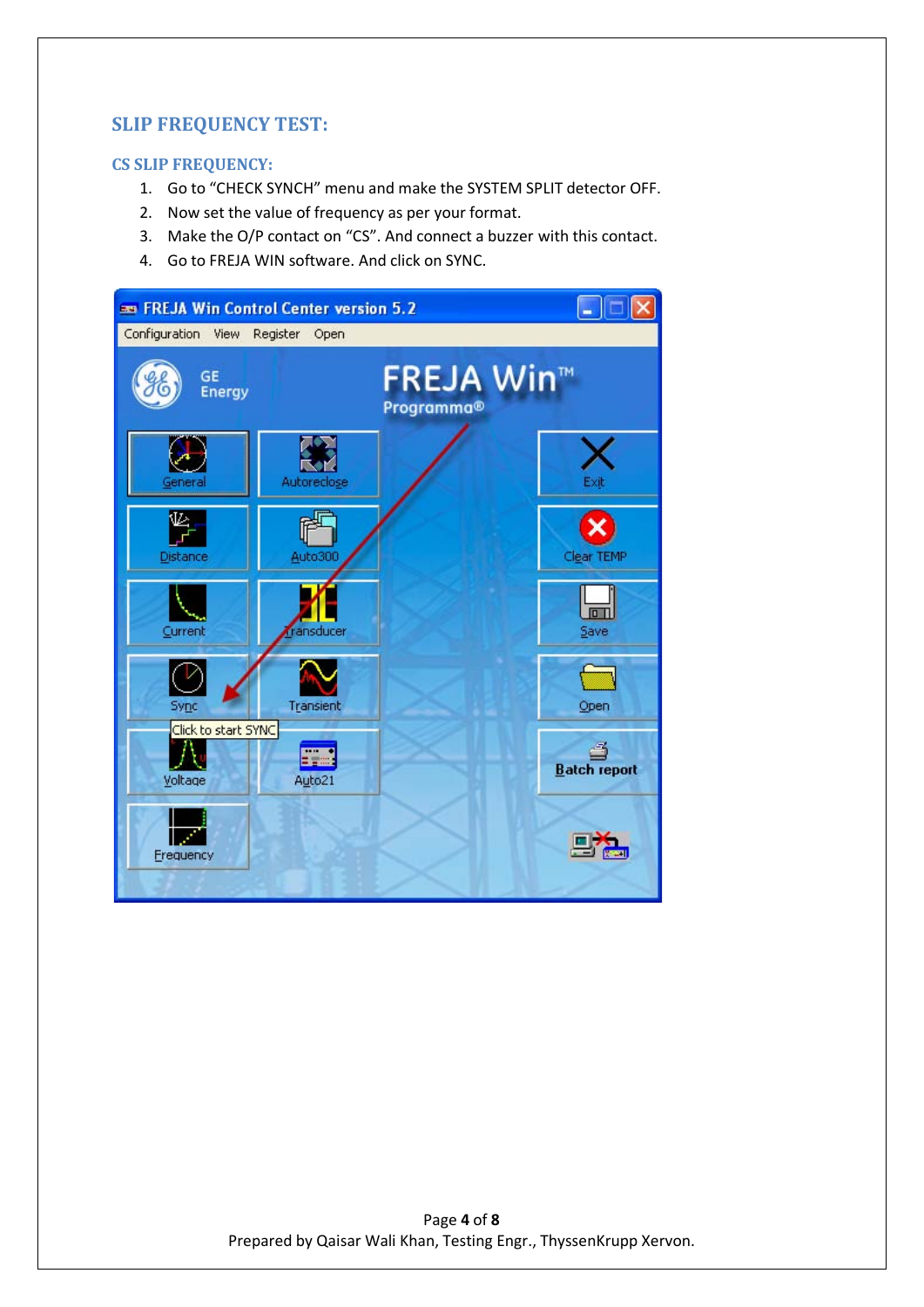## SLIP FREQUENCY TEST:

### CS SLIP FREQUENCY:

1. Go to “CHECK SYNCH” menu and make the SYSTEM SPLIT detector OFF.
2. Now set the value of frequency as per your format.
3. Make the O/P contact on “CS”. And connect a buzzer with this contact.
4. Go to FREJA WIN software. And click on SYNC.

Prepared by Qaisar Wali Khan, Testing Engr., ThyssenKrupp Xervon.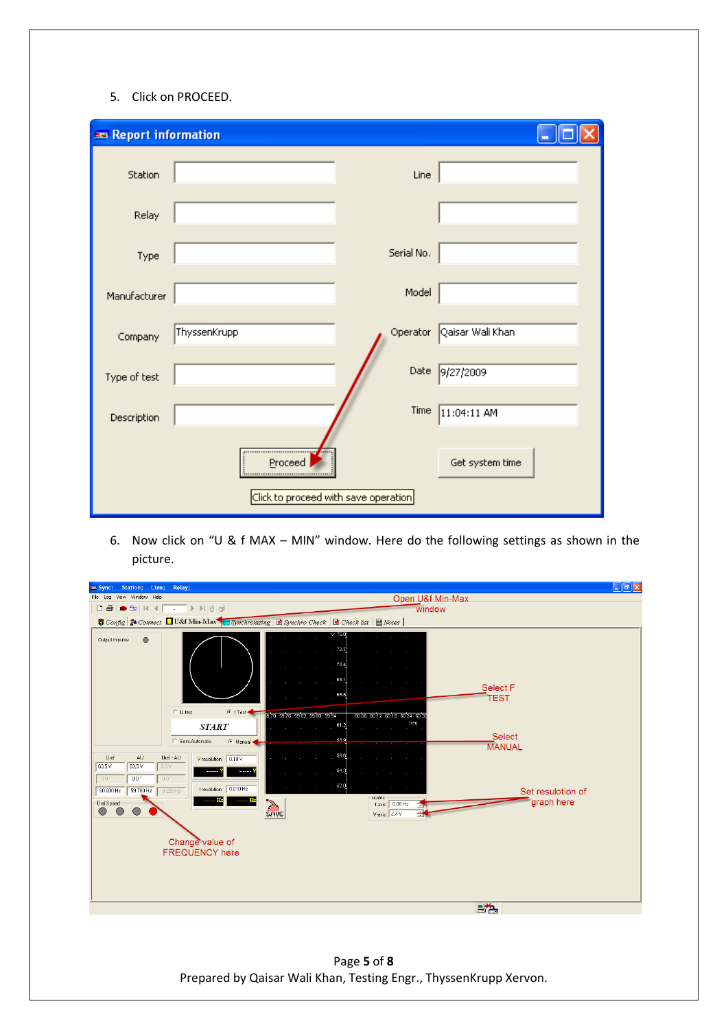5. Click on PROCEED.

6. Now click on "U & f MAX – MIN" window. Here do the following settings as shown in the picture.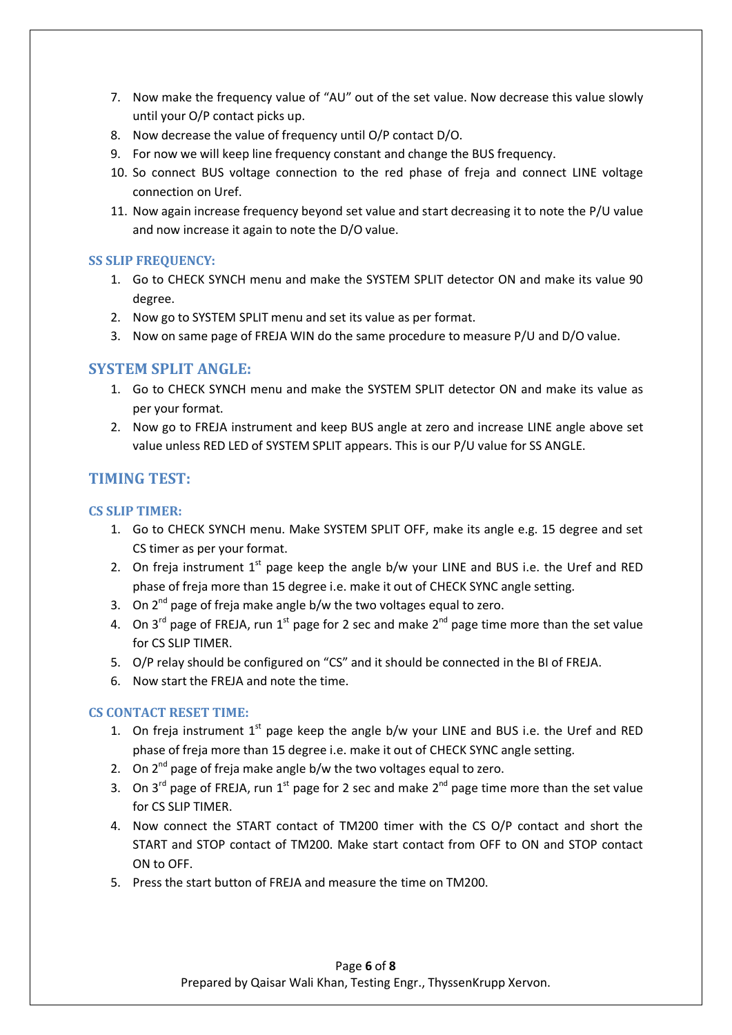7. Now make the frequency value of "AU" out of the set value. Now decrease this value slowly until your O/P contact picks up.
8. Now decrease the value of frequency until O/P contact D/O.
9. For now we will keep line frequency constant and change the BUS frequency.
10. So connect BUS voltage connection to the red phase of freja and connect LINE voltage connection on Uref.
11. Now again increase frequency beyond set value and start decreasing it to note the P/U value and now increase it again to note the D/O value.

### SS SLIP FREQUENCY:

1. Go to CHECK SYNCH menu and make the SYSTEM SPLIT detector ON and make its value 90 degree.
2. Now go to SYSTEM SPLIT menu and set its value as per format.
3. Now on same page of FREJA WIN do the same procedure to measure P/U and D/O value.

## SYSTEM SPLIT ANGLE:

1. Go to CHECK SYNCH menu and make the SYSTEM SPLIT detector ON and make its value as per your format.
2. Now go to FREJA instrument and keep BUS angle at zero and increase LINE angle above set value unless RED LED of SYSTEM SPLIT appears. This is our P/U value for SS ANGLE.

## TIMING TEST:

### CS SLIP TIMER:

1. Go to CHECK SYNCH menu. Make SYSTEM SPLIT OFF, make its angle e.g. 15 degree and set CS timer as per your format.
2. On freja instrument 1st page keep the angle b/w your LINE and BUS i.e. the Uref and RED phase of freja more than 15 degree i.e. make it out of CHECK SYNC angle setting.
3. On 2nd page of freja make angle b/w the two voltages equal to zero.
4. On 3rd page of FREJA, run 1st page for 2 sec and make 2nd page time more than the set value for CS SLIP TIMER.
5. O/P relay should be configured on "CS" and it should be connected in the BI of FREJA.
6. Now start the FREJA and note the time.

### CS CONTACT RESET TIME:

1. On freja instrument 1st page keep the angle b/w your LINE and BUS i.e. the Uref and RED phase of freja more than 15 degree i.e. make it out of CHECK SYNC angle setting.
2. On 2nd page of freja make angle b/w the two voltages equal to zero.
3. On 3rd page of FREJA, run 1st page for 2 sec and make 2nd page time more than the set value for CS SLIP TIMER.
4. Now connect the START contact of TM200 timer with the CS O/P contact and short the START and STOP contact of TM200. Make start contact from OFF to ON and STOP contact ON to OFF.
5. Press the start button of FREJA and measure the time on TM200.

Prepared by Qaisar Wali Khan, Testing Engr., ThyssenKrupp Xervon.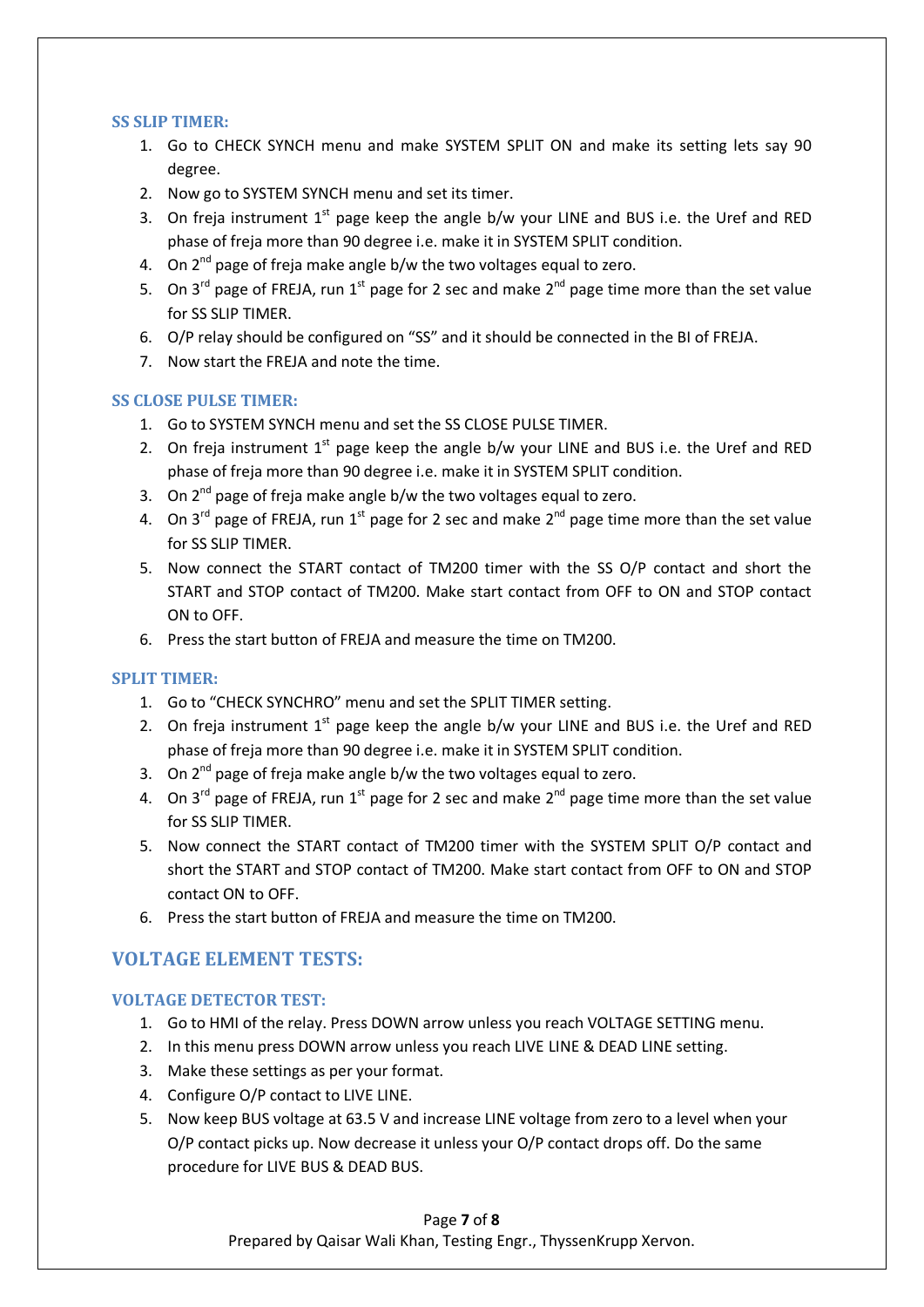### SS SLIP TIMER:

1. Go to CHECK SYNCH menu and make SYSTEM SPLIT ON and make its setting lets say 90 degree.
2. Now go to SYSTEM SYNCH menu and set its timer.
3. On freja instrument 1st page keep the angle b/w your LINE and BUS i.e. the Uref and RED phase of freja more than 90 degree i.e. make it in SYSTEM SPLIT condition.
4. On 2nd page of freja make angle b/w the two voltages equal to zero.
5. On 3rd page of FREJA, run 1st page for 2 sec and make 2nd page time more than the set value for SS SLIP TIMER.
6. O/P relay should be configured on "SS" and it should be connected in the BI of FREJA.
7. Now start the FREJA and note the time.

### SS CLOSE PULSE TIMER:

1. Go to SYSTEM SYNCH menu and set the SS CLOSE PULSE TIMER.
2. On freja instrument 1st page keep the angle b/w your LINE and BUS i.e. the Uref and RED phase of freja more than 90 degree i.e. make it in SYSTEM SPLIT condition.
3. On 2nd page of freja make angle b/w the two voltages equal to zero.
4. On 3rd page of FREJA, run 1st page for 2 sec and make 2nd page time more than the set value for SS SLIP TIMER.
5. Now connect the START contact of TM200 timer with the SS O/P contact and short the START and STOP contact of TM200. Make start contact from OFF to ON and STOP contact ON to OFF.
6. Press the start button of FREJA and measure the time on TM200.

### SPLIT TIMER:

1. Go to "CHECK SYNCHRO" menu and set the SPLIT TIMER setting.
2. On freja instrument 1st page keep the angle b/w your LINE and BUS i.e. the Uref and RED phase of freja more than 90 degree i.e. make it in SYSTEM SPLIT condition.
3. On 2nd page of freja make angle b/w the two voltages equal to zero.
4. On 3rd page of FREJA, run 1st page for 2 sec and make 2nd page time more than the set value for SS SLIP TIMER.
5. Now connect the START contact of TM200 timer with the SYSTEM SPLIT O/P contact and short the START and STOP contact of TM200. Make start contact from OFF to ON and STOP contact ON to OFF.
6. Press the start button of FREJA and measure the time on TM200.

## VOLTAGE ELEMENT TESTS:

### VOLTAGE DETECTOR TEST:

1. Go to HMI of the relay. Press DOWN arrow unless you reach VOLTAGE SETTING menu.
2. In this menu press DOWN arrow unless you reach LIVE LINE & DEAD LINE setting.
3. Make these settings as per your format.
4. Configure O/P contact to LIVE LINE.
5. Now keep BUS voltage at 63.5 V and increase LINE voltage from zero to a level when your O/P contact picks up. Now decrease it unless your O/P contact drops off. Do the same procedure for LIVE BUS & DEAD BUS.

Prepared by Qaisar Wali Khan, Testing Engr., ThyssenKrupp Xervon.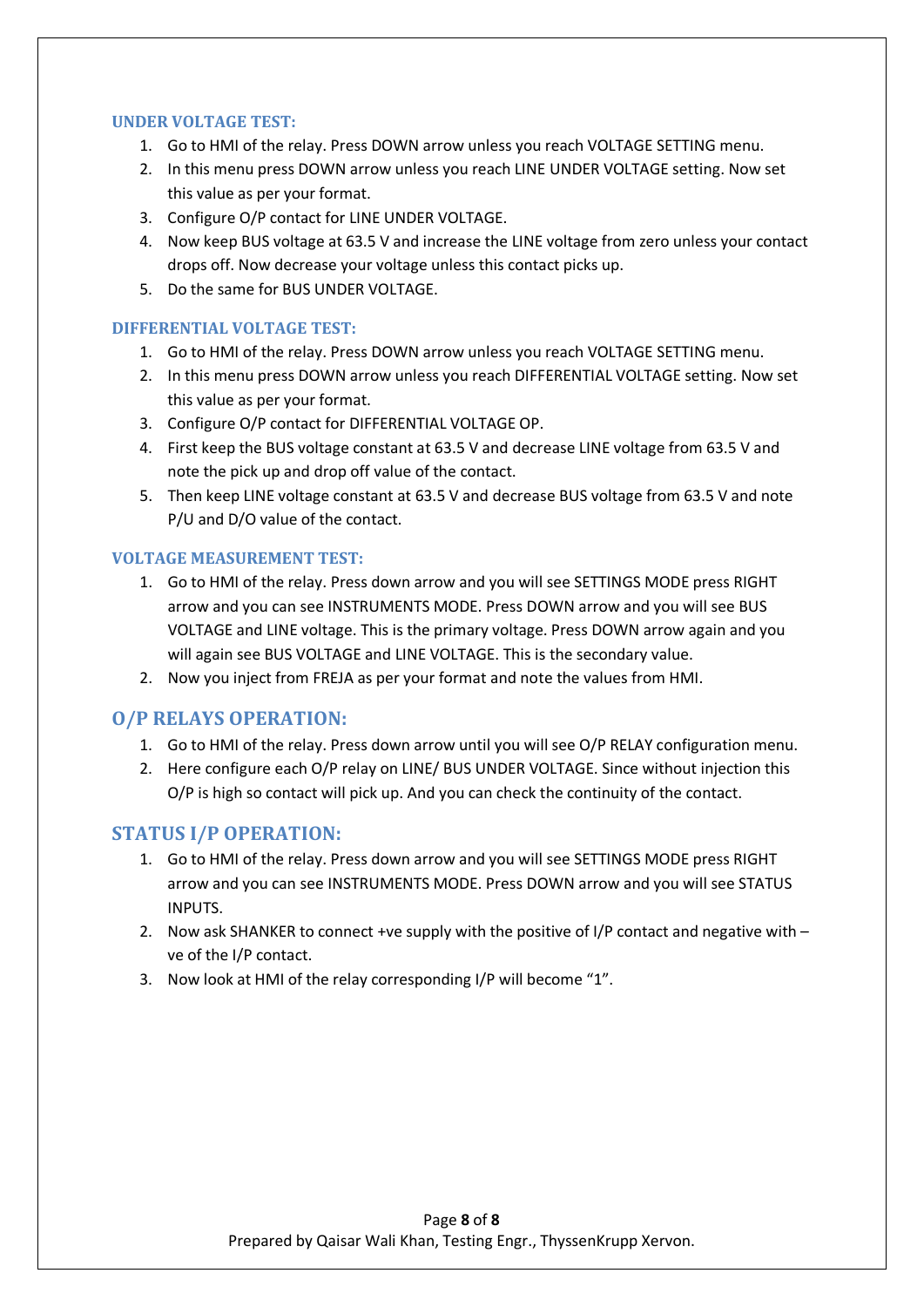### UNDER VOLTAGE TEST:

1. Go to HMI of the relay. Press DOWN arrow unless you reach VOLTAGE SETTING menu.
2. In this menu press DOWN arrow unless you reach LINE UNDER VOLTAGE setting. Now set this value as per your format.
3. Configure O/P contact for LINE UNDER VOLTAGE.
4. Now keep BUS voltage at 63.5 V and increase the LINE voltage from zero unless your contact drops off. Now decrease your voltage unless this contact picks up.
5. Do the same for BUS UNDER VOLTAGE.

### DIFFERENTIAL VOLTAGE TEST:

1. Go to HMI of the relay. Press DOWN arrow unless you reach VOLTAGE SETTING menu.
2. In this menu press DOWN arrow unless you reach DIFFERENTIAL VOLTAGE setting. Now set this value as per your format.
3. Configure O/P contact for DIFFERENTIAL VOLTAGE OP.
4. First keep the BUS voltage constant at 63.5 V and decrease LINE voltage from 63.5 V and note the pick up and drop off value of the contact.
5. Then keep LINE voltage constant at 63.5 V and decrease BUS voltage from 63.5 V and note P/U and D/O value of the contact.

### VOLTAGE MEASUREMENT TEST:

1. Go to HMI of the relay. Press down arrow and you will see SETTINGS MODE press RIGHT arrow and you can see INSTRUMENTS MODE. Press DOWN arrow and you will see BUS VOLTAGE and LINE voltage. This is the primary voltage. Press DOWN arrow again and you will again see BUS VOLTAGE and LINE VOLTAGE. This is the secondary value.
2. Now you inject from FREJA as per your format and note the values from HMI.

## O/P RELAYS OPERATION:

1. Go to HMI of the relay. Press down arrow until you will see O/P RELAY configuration menu.
2. Here configure each O/P relay on LINE/ BUS UNDER VOLTAGE. Since without injection this O/P is high so contact will pick up. And you can check the continuity of the contact.

## STATUS I/P OPERATION:

1. Go to HMI of the relay. Press down arrow and you will see SETTINGS MODE press RIGHT arrow and you can see INSTRUMENTS MODE. Press DOWN arrow and you will see STATUS INPUTS.
2. Now ask SHANKER to connect +ve supply with the positive of I/P contact and negative with –ve of the I/P contact.
3. Now look at HMI of the relay corresponding I/P will become "1".

Prepared by Qaisar Wali Khan, Testing Engr., ThyssenKrupp Xervon.